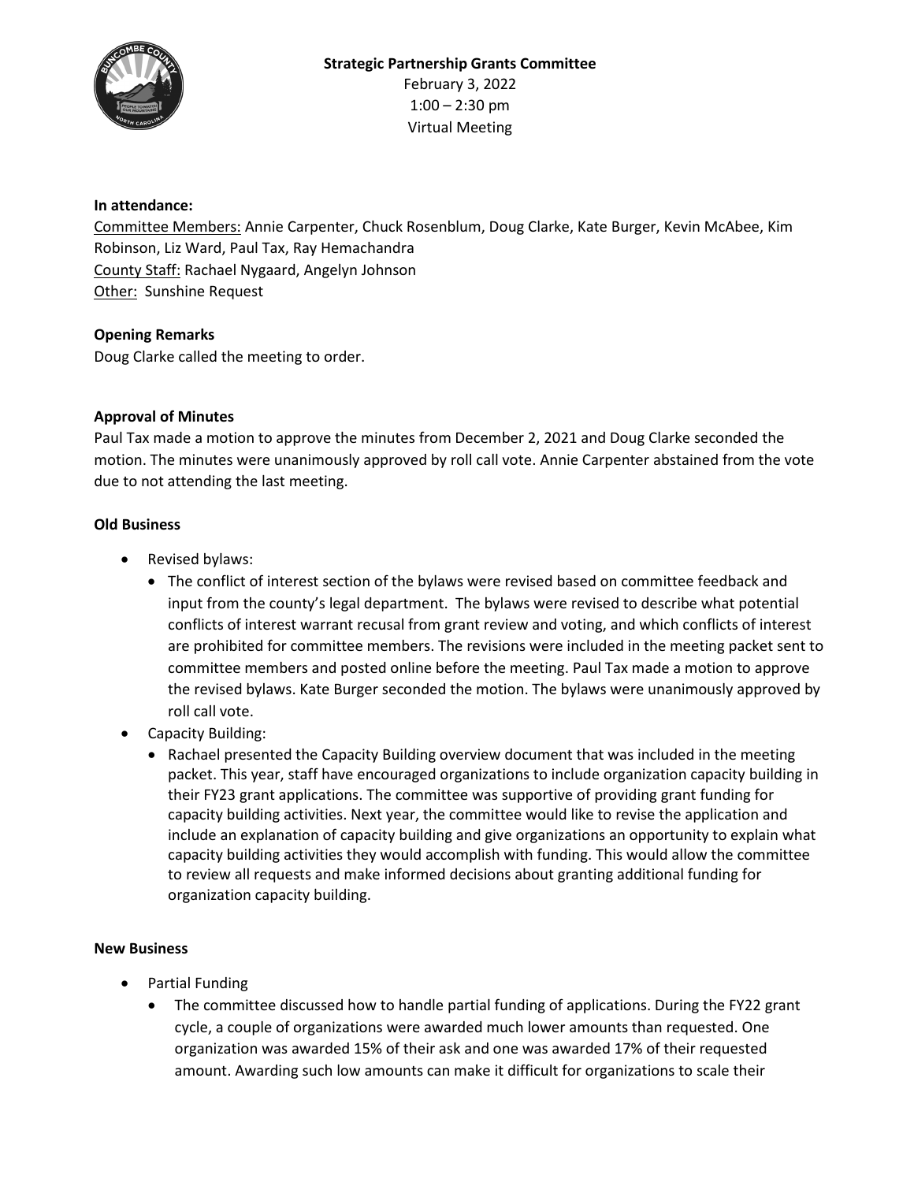**Strategic Partnership Grants Committee**
February 3, 2022
1:00 – 2:30 pm
Virtual Meeting

**In attendance:**
Committee Members: Annie Carpenter, Chuck Rosenblum, Doug Clarke, Kate Burger, Kevin McAbee, Kim Robinson, Liz Ward, Paul Tax, Ray Hemachandra
County Staff: Rachael Nygaard, Angelyn Johnson
Other: Sunshine Request

**Opening Remarks**
Doug Clarke called the meeting to order.

**Approval of Minutes**
Paul Tax made a motion to approve the minutes from December 2, 2021 and Doug Clarke seconded the motion. The minutes were unanimously approved by roll call vote. Annie Carpenter abstained from the vote due to not attending the last meeting.

**Old Business**

- Revised bylaws:
  - The conflict of interest section of the bylaws were revised based on committee feedback and input from the county's legal department. The bylaws were revised to describe what potential conflicts of interest warrant recusal from grant review and voting, and which conflicts of interest are prohibited for committee members. The revisions were included in the meeting packet sent to committee members and posted online before the meeting. Paul Tax made a motion to approve the revised bylaws. Kate Burger seconded the motion. The bylaws were unanimously approved by roll call vote.
- Capacity Building:
  - Rachael presented the Capacity Building overview document that was included in the meeting packet. This year, staff have encouraged organizations to include organization capacity building in their FY23 grant applications. The committee was supportive of providing grant funding for capacity building activities. Next year, the committee would like to revise the application and include an explanation of capacity building and give organizations an opportunity to explain what capacity building activities they would accomplish with funding. This would allow the committee to review all requests and make informed decisions about granting additional funding for organization capacity building.

**New Business**

- Partial Funding
  - The committee discussed how to handle partial funding of applications. During the FY22 grant cycle, a couple of organizations were awarded much lower amounts than requested. One organization was awarded 15% of their ask and one was awarded 17% of their requested amount. Awarding such low amounts can make it difficult for organizations to scale their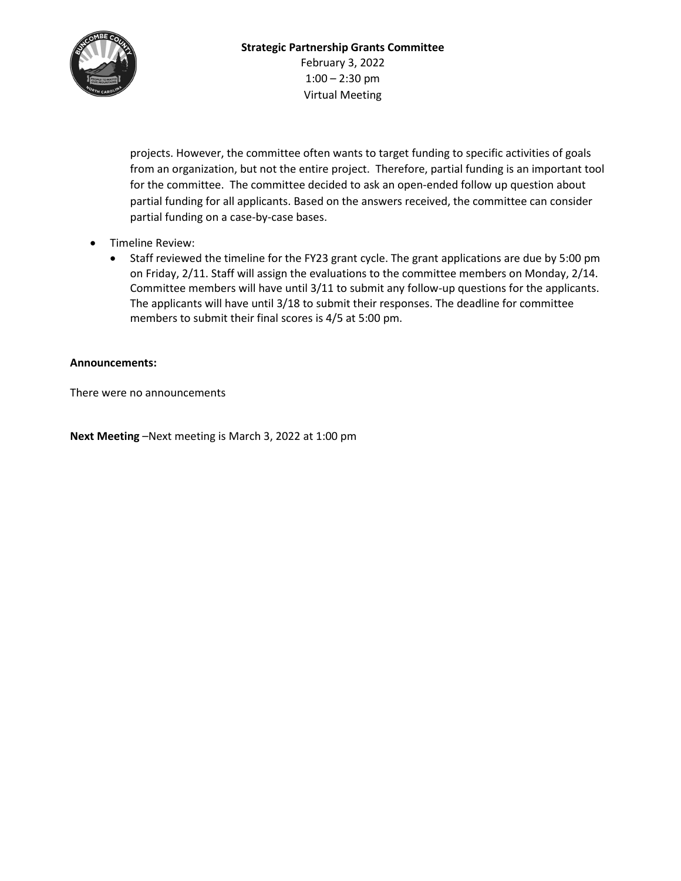projects. However, the committee often wants to target funding to specific activities of goals from an organization, but not the entire project. Therefore, partial funding is an important tool for the committee. The committee decided to ask an open-ended follow up question about partial funding for all applicants. Based on the answers received, the committee can consider partial funding on a case-by-case bases.

- Timeline Review:
  - Staff reviewed the timeline for the FY23 grant cycle. The grant applications are due by 5:00 pm on Friday, 2/11. Staff will assign the evaluations to the committee members on Monday, 2/14. Committee members will have until 3/11 to submit any follow-up questions for the applicants. The applicants will have until 3/18 to submit their responses. The deadline for committee members to submit their final scores is 4/5 at 5:00 pm.

**Announcements:**

There were no announcements

**Next Meeting** –Next meeting is March 3, 2022 at 1:00 pm